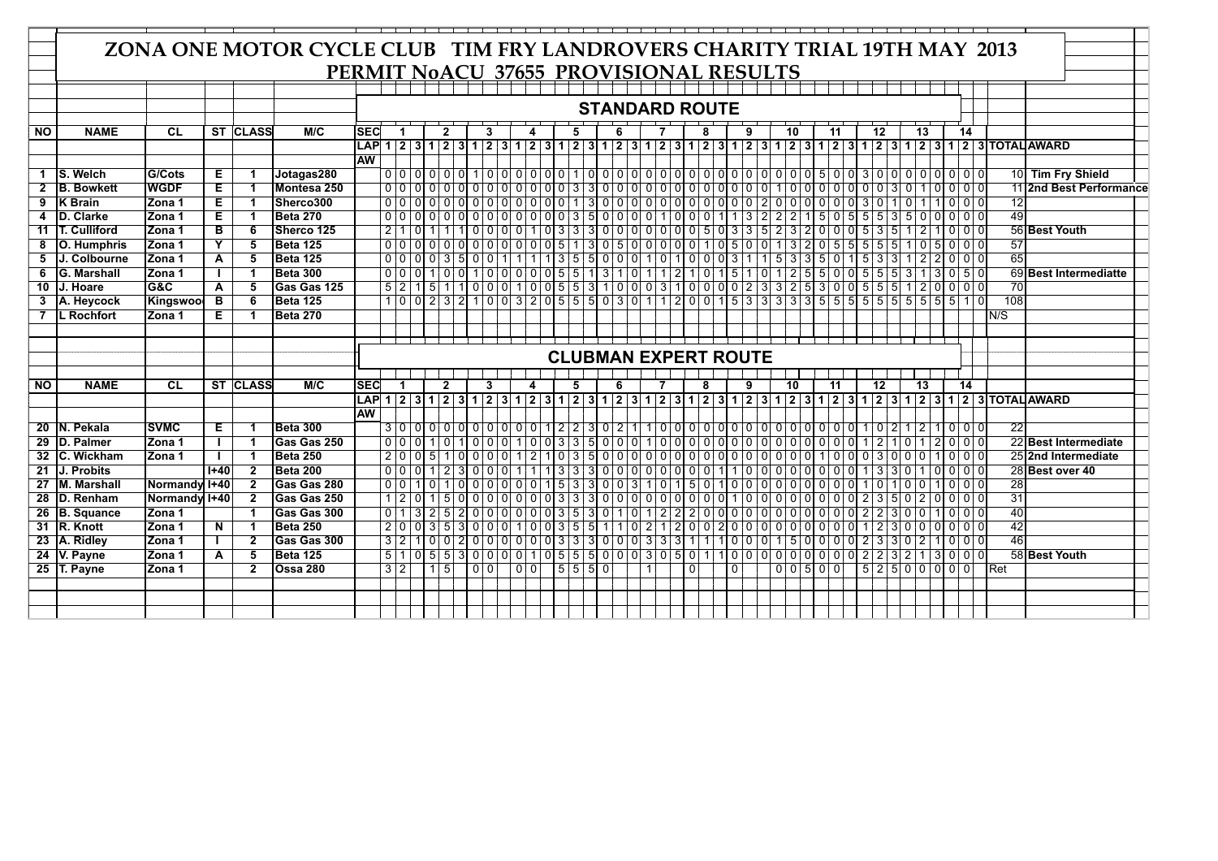# ZONA ONE MOTOR CYCLE CLUB TIM FRY LANDROVERS CHARITY TRIAL 19TH MAY 2013

## PERMIT NoACU 37655 PROVISIONAL RESULTS

### STANDARD ROUTE

| NO | NAME | CL | ST | CLASS | M/C | SEC | 1 | | | 2 | | | 3 | | | 4 | | | 5 | | | 6 | | | 7 | | | 8 | | | 9 | | | 10 | | | 11 | | | 12 | | | 13 | | | 14 | | | | |
|---|---|---|---|---|---|---|---|---|---|---|---|---|---|---|---|---|---|---|---|---|---|---|---|---|---|---|---|---|---|---|---|---|---|---|---|---|---|---|---|---|---|---|---|---|---|---|---|---|---|---|
| | | | | | | LAP | 1 | 2 | 3 | 1 | 2 | 3 | 1 | 2 | 3 | 1 | 2 | 3 | 1 | 2 | 3 | 1 | 2 | 3 | 1 | 2 | 3 | 1 | 2 | 3 | 1 | 2 | 3 | 1 | 2 | 3 | 1 | 2 | 3 | 1 | 2 | 3 | 1 | 2 | 3 | 1 | 2 | 3 | TOTAL | AWARD |
| | | | | | | AW | | | | | | | | | | | | | | | | | | | | | | | | | | | | | | | | | | | | | | | | | | | | |
| 1 | S. Welch | G/Cots | E | 1 | Jotagas280 | | 0 | 0 | 0 | 0 | 0 | 0 | 1 | 0 | 0 | 0 | 0 | 0 | 0 | 1 | 0 | 0 | 0 | 0 | 0 | 0 | 0 | 0 | 0 | 0 | 0 | 0 | 0 | 0 | 0 | 0 | 5 | 0 | 0 | 3 | 0 | 0 | 0 | 0 | 0 | 0 | 0 | 0 | 10 | Tim Fry Shield |
| 2 | B. Bowkett | WGDF | E | 1 | Montesa 250 | | 0 | 0 | 0 | 0 | 0 | 0 | 0 | 0 | 0 | 0 | 0 | 0 | 0 | 3 | 3 | 0 | 0 | 0 | 0 | 0 | 0 | 0 | 0 | 0 | 0 | 0 | 0 | 1 | 0 | 0 | 0 | 0 | 0 | 0 | 0 | 3 | 0 | 1 | 0 | 0 | 0 | 0 | 11 | 2nd Best Performance |
| 9 | K Brain | Zona 1 | E | 1 | Sherco300 | | 0 | 0 | 0 | 0 | 0 | 0 | 0 | 0 | 0 | 0 | 0 | 0 | 0 | 1 | 3 | 0 | 0 | 0 | 0 | 0 | 0 | 0 | 0 | 0 | 0 | 0 | 2 | 0 | 0 | 0 | 0 | 0 | 0 | 3 | 0 | 1 | 0 | 1 | 1 | 0 | 0 | 0 | 12 | |
| 4 | D. Clarke | Zona 1 | E | 1 | Beta 270 | | 0 | 0 | 0 | 0 | 0 | 0 | 0 | 0 | 0 | 0 | 0 | 0 | 0 | 3 | 5 | 0 | 0 | 0 | 0 | 1 | 0 | 0 | 0 | 1 | 1 | 3 | 2 | 2 | 2 | 1 | 5 | 0 | 5 | 5 | 5 | 3 | 5 | 0 | 0 | 0 | 0 | 0 | 49 | |
| 11 | T. Culliford | Zona 1 | B | 6 | Sherco 125 | | 2 | 1 | 0 | 1 | 1 | 1 | 0 | 0 | 0 | 0 | 1 | 0 | 3 | 3 | 3 | 0 | 0 | 0 | 0 | 0 | 0 | 0 | 5 | 0 | 3 | 3 | 5 | 2 | 3 | 2 | 0 | 0 | 0 | 5 | 3 | 5 | 1 | 2 | 1 | 0 | 0 | 0 | 56 | Best Youth |
| 8 | O. Humphris | Zona 1 | Y | 5 | Beta 125 | | 0 | 0 | 0 | 0 | 0 | 0 | 0 | 0 | 0 | 0 | 0 | 0 | 5 | 1 | 3 | 0 | 5 | 0 | 0 | 0 | 0 | 0 | 1 | 0 | 5 | 0 | 0 | 1 | 3 | 2 | 0 | 5 | 5 | 5 | 5 | 5 | 1 | 0 | 5 | 0 | 0 | 0 | 57 | |
| 5 | J. Colbourne | Zona 1 | A | 5 | Beta 125 | | 0 | 0 | 0 | 0 | 3 | 5 | 0 | 0 | 1 | 1 | 1 | 1 | 3 | 5 | 5 | 0 | 0 | 0 | 1 | 0 | 1 | 0 | 0 | 0 | 3 | 1 | 1 | 5 | 3 | 3 | 5 | 0 | 1 | 5 | 3 | 3 | 1 | 2 | 2 | 0 | 0 | 0 | 65 | |
| 6 | G. Marshall | Zona 1 | I | 1 | Beta 300 | | 0 | 0 | 0 | 1 | 0 | 0 | 1 | 0 | 0 | 0 | 0 | 0 | 5 | 5 | 1 | 3 | 1 | 0 | 1 | 1 | 2 | 1 | 0 | 1 | 5 | 1 | 0 | 1 | 2 | 5 | 5 | 0 | 0 | 5 | 5 | 5 | 3 | 1 | 3 | 0 | 5 | 0 | 69 | Best Intermediatte |
| 10 | J. Hoare | G&C | A | 5 | Gas Gas 125 | | 5 | 2 | 1 | 5 | 1 | 1 | 0 | 0 | 0 | 1 | 0 | 0 | 5 | 5 | 3 | 1 | 0 | 0 | 0 | 3 | 1 | 0 | 0 | 0 | 0 | 2 | 3 | 3 | 2 | 5 | 3 | 0 | 0 | 5 | 5 | 5 | 1 | 2 | 0 | 0 | 0 | 0 | 70 | |
| 3 | A. Heycock | Kingswoo | B | 6 | Beta 125 | | 1 | 0 | 0 | 2 | 3 | 2 | 1 | 0 | 0 | 3 | 2 | 0 | 5 | 5 | 5 | 0 | 3 | 0 | 1 | 1 | 2 | 0 | 0 | 1 | 5 | 3 | 3 | 3 | 3 | 3 | 5 | 5 | 5 | 5 | 5 | 5 | 5 | 5 | 5 | 5 | 1 | 0 | 108 | |
| 7 | L Rochfort | Zona 1 | E | 1 | Beta 270 | | | | | | | | | | | | | | | | | | | | | | | | | | | | | | | | | | | | | | | | | | | | N/S | |

### CLUBMAN EXPERT ROUTE

| NO | NAME | CL | ST | CLASS | M/C | SEC | 1 | | | 2 | | | 3 | | | 4 | | | 5 | | | 6 | | | 7 | | | 8 | | | 9 | | | 10 | | | 11 | | | 12 | | | 13 | | | 14 | | | | |
|---|---|---|---|---|---|---|---|---|---|---|---|---|---|---|---|---|---|---|---|---|---|---|---|---|---|---|---|---|---|---|---|---|---|---|---|---|---|---|---|---|---|---|---|---|---|---|---|---|---|---|
| | | | | | | LAP | 1 | 2 | 3 | 1 | 2 | 3 | 1 | 2 | 3 | 1 | 2 | 3 | 1 | 2 | 3 | 1 | 2 | 3 | 1 | 2 | 3 | 1 | 2 | 3 | 1 | 2 | 3 | 1 | 2 | 3 | 1 | 2 | 3 | 1 | 2 | 3 | 1 | 2 | 3 | 1 | 2 | 3 | TOTAL | AWARD |
| | | | | | | AW | | | | | | | | | | | | | | | | | | | | | | | | | | | | | | | | | | | | | | | | | | | | |
| 20 | N. Pekala | SVMC | E | 1 | Beta 300 | | 3 | 0 | 0 | 0 | 0 | 0 | 0 | 0 | 0 | 0 | 0 | 1 | 2 | 2 | 3 | 0 | 2 | 1 | 1 | 0 | 0 | 0 | 0 | 0 | 0 | 0 | 0 | 0 | 0 | 0 | 0 | 0 | 0 | 1 | 0 | 2 | 1 | 2 | 1 | 0 | 0 | 0 | 22 | |
| 29 | D. Palmer | Zona 1 | I | 1 | Gas Gas 250 | | 0 | 0 | 0 | 1 | 0 | 1 | 0 | 0 | 0 | 1 | 0 | 0 | 3 | 3 | 5 | 0 | 0 | 0 | 1 | 0 | 0 | 0 | 0 | 0 | 0 | 0 | 0 | 0 | 0 | 0 | 0 | 0 | 0 | 1 | 2 | 1 | 0 | 1 | 2 | 0 | 0 | 0 | 22 | Best Intermediate |
| 32 | C. Wickham | Zona 1 | I | 1 | Beta 250 | | 2 | 0 | 0 | 5 | 1 | 0 | 0 | 0 | 0 | 1 | 2 | 1 | 0 | 3 | 5 | 0 | 0 | 0 | 0 | 0 | 0 | 0 | 0 | 0 | 0 | 0 | 0 | 0 | 0 | 0 | 1 | 0 | 0 | 0 | 3 | 0 | 0 | 0 | 1 | 0 | 0 | 0 | 25 | 2nd Intermediate |
| 21 | J. Probits | | I+40 | 2 | Beta 200 | | 0 | 0 | 0 | 1 | 2 | 3 | 0 | 0 | 0 | 1 | 1 | 1 | 3 | 3 | 3 | 0 | 0 | 0 | 0 | 0 | 0 | 0 | 0 | 1 | 1 | 0 | 0 | 0 | 0 | 0 | 0 | 0 | 0 | 1 | 3 | 3 | 0 | 1 | 0 | 0 | 0 | 0 | 28 | Best over 40 |
| 27 | M. Marshall | Normandy | I+40 | 2 | Gas Gas 280 | | 0 | 0 | 1 | 0 | 1 | 0 | 0 | 0 | 0 | 0 | 0 | 1 | 5 | 3 | 3 | 0 | 0 | 3 | 1 | 0 | 1 | 5 | 0 | 1 | 0 | 0 | 0 | 0 | 0 | 0 | 0 | 0 | 0 | 1 | 0 | 1 | 0 | 0 | 1 | 0 | 0 | 0 | 28 | |
| 28 | D. Renham | Normandy | I+40 | 2 | Gas Gas 250 | | 1 | 2 | 0 | 1 | 5 | 0 | 0 | 0 | 0 | 0 | 0 | 0 | 3 | 3 | 3 | 0 | 0 | 0 | 0 | 0 | 0 | 0 | 0 | 0 | 1 | 0 | 0 | 0 | 0 | 0 | 0 | 0 | 0 | 2 | 3 | 5 | 0 | 2 | 0 | 0 | 0 | 0 | 31 | |
| 26 | B. Squance | Zona 1 | | 1 | Gas Gas 300 | | 0 | 1 | 3 | 2 | 5 | 2 | 0 | 0 | 0 | 0 | 0 | 0 | 3 | 5 | 3 | 0 | 1 | 0 | 1 | 2 | 2 | 2 | 0 | 0 | 0 | 0 | 0 | 0 | 0 | 0 | 0 | 0 | 0 | 2 | 2 | 3 | 0 | 0 | 1 | 0 | 0 | 0 | 40 | |
| 31 | R. Knott | Zona 1 | N | 1 | Beta 250 | | 2 | 0 | 0 | 3 | 5 | 3 | 0 | 0 | 0 | 1 | 0 | 0 | 3 | 5 | 5 | 1 | 1 | 0 | 2 | 1 | 2 | 0 | 0 | 2 | 0 | 0 | 0 | 0 | 0 | 0 | 0 | 0 | 0 | 1 | 2 | 3 | 0 | 0 | 0 | 0 | 0 | 0 | 42 | |
| 23 | A. Ridley | Zona 1 | I | 2 | Gas Gas 300 | | 3 | 2 | 1 | 0 | 0 | 2 | 0 | 0 | 0 | 0 | 0 | 0 | 3 | 3 | 3 | 0 | 0 | 0 | 3 | 3 | 3 | 1 | 1 | 1 | 0 | 0 | 0 | 1 | 5 | 0 | 0 | 0 | 0 | 2 | 3 | 3 | 0 | 2 | 1 | 0 | 0 | 0 | 46 | |
| 24 | V. Payne | Zona 1 | A | 5 | Beta 125 | | 5 | 1 | 0 | 5 | 5 | 3 | 0 | 0 | 0 | 0 | 1 | 0 | 5 | 5 | 5 | 0 | 0 | 0 | 3 | 0 | 5 | 0 | 1 | 1 | 0 | 0 | 0 | 0 | 0 | 0 | 0 | 0 | 0 | 2 | 2 | 3 | 2 | 1 | 3 | 0 | 0 | 0 | 58 | Best Youth |
| 25 | T. Payne | Zona 1 | | 2 | Ossa 280 | | 3 | 2 | | 1 | 5 | | 0 | 0 | | 0 | 0 | | 5 | 5 | 5 | 0 | | | | 1 | | | | 0 | | | 0 | 0 | 0 | 5 | 0 | 0 | | 5 | 2 | 5 | 0 | 0 | 0 | 0 | 0 | | Ret | |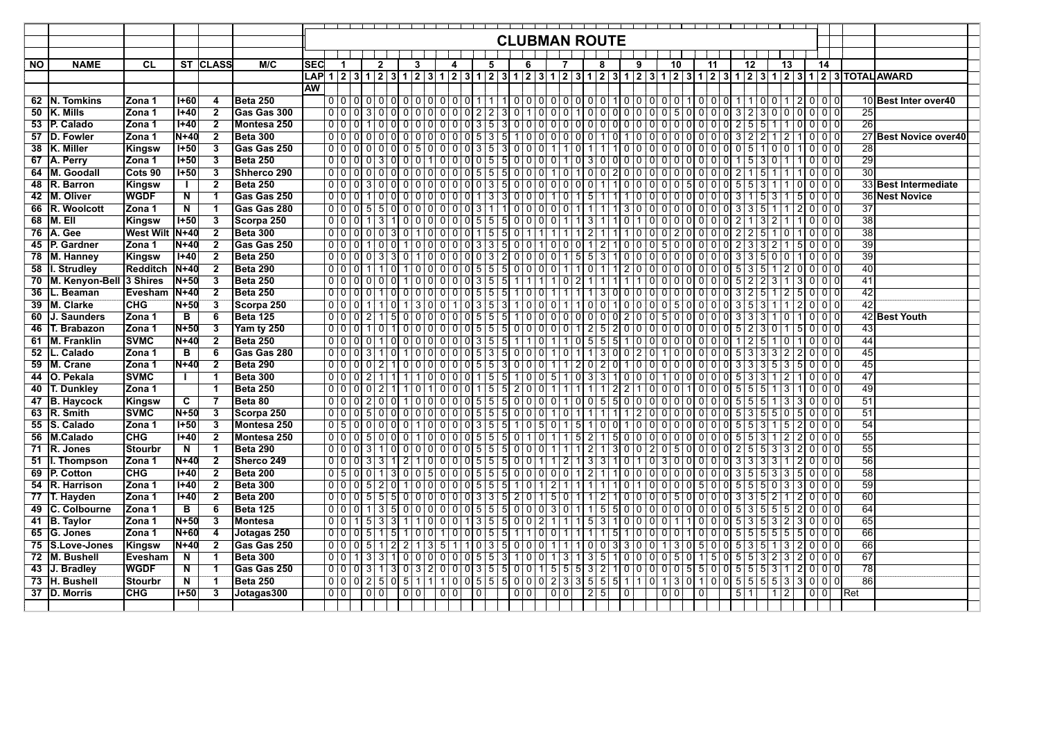# CLUBMAN ROUTE

| NO | NAME | CL | ST | CLASS | M/C | SEC | 1 | | | 2 | | | 3 | | | 4 | | | 5 | | | 6 | | | 7 | | | 8 | | | 9 | | | 10 | | | 11 | | | 12 | | | 13 | | | 14 | | | | |
|---|---|---|---|---|---|---|---|---|---|---|---|---|---|---|---|---|---|---|---|---|---|---|---|---|---|---|---|---|---|---|---|---|---|---|---|---|---|---|---|---|---|---|---|---|---|---|---|---|---|---|
| | | | | | | LAP | 1 | 2 | 3 | 1 | 2 | 3 | 1 | 2 | 3 | 1 | 2 | 3 | 1 | 2 | 3 | 1 | 2 | 3 | 1 | 2 | 3 | 1 | 2 | 3 | 1 | 2 | 3 | 1 | 2 | 3 | 1 | 2 | 3 | 1 | 2 | 3 | 1 | 2 | 3 | 1 | 2 | 3 | TOTAL | AWARD |
| | | | | | | AW | | | | | | | | | | | | | | | | | | | | | | | | | | | | | | | | | | | | | | | | | | | | |
| 62 | N. Tomkins | Zona 1 | I+60 | 4 | Beta 250 | | 0 | 0 | 0 | 0 | 0 | 0 | 0 | 0 | 0 | 0 | 0 | 0 | 1 | 1 | 1 | 0 | 0 | 0 | 0 | 0 | 0 | 0 | 0 | 0 | 1 | 0 | 0 | 0 | 0 | 1 | 0 | 0 | 0 | 1 | 1 | 0 | 0 | 1 | 2 | 0 | 0 | 0 | 10 | Best Inter over40 |
| 50 | K. Mills | Zona 1 | I+40 | 2 | Gas Gas 300 | | 0 | 0 | 0 | 3 | 0 | 0 | 0 | 0 | 0 | 0 | 0 | 0 | 2 | 2 | 3 | 0 | 1 | 0 | 0 | 0 | 1 | 0 | 0 | 0 | 0 | 0 | 0 | 0 | 5 | 0 | 0 | 0 | 0 | 3 | 2 | 3 | 0 | 0 | 0 | 0 | 0 | 0 | 25 | |
| 53 | P. Calado | Zona 1 | I+40 | 2 | Montesa 250 | | 0 | 0 | 0 | 1 | 0 | 0 | 0 | 0 | 0 | 0 | 0 | 0 | 3 | 5 | 3 | 0 | 0 | 0 | 0 | 0 | 0 | 0 | 0 | 0 | 0 | 0 | 0 | 0 | 0 | 0 | 0 | 0 | 0 | 2 | 5 | 5 | 1 | 1 | 0 | 0 | 0 | 0 | 26 | |
| 57 | D. Fowler | Zona 1 | N+40 | 2 | Beta 300 | | 0 | 0 | 0 | 0 | 0 | 0 | 0 | 0 | 0 | 0 | 0 | 0 | 5 | 3 | 5 | 1 | 0 | 0 | 0 | 0 | 0 | 0 | 1 | 0 | 1 | 0 | 0 | 0 | 0 | 0 | 0 | 0 | 0 | 3 | 2 | 2 | 1 | 2 | 1 | 0 | 0 | 0 | 27 | Best Novice over40 |
| 38 | K. Miller | Kingsw | I+50 | 3 | Gas Gas 250 | | 0 | 0 | 0 | 0 | 0 | 0 | 0 | 5 | 0 | 0 | 0 | 0 | 3 | 5 | 3 | 0 | 0 | 0 | 1 | 1 | 0 | 1 | 1 | 1 | 0 | 0 | 0 | 0 | 0 | 0 | 0 | 0 | 0 | 0 | 5 | 1 | 0 | 0 | 1 | 0 | 0 | 0 | 28 | |
| 67 | A. Perry | Zona 1 | I+50 | 3 | Beta 250 | | 0 | 0 | 0 | 0 | 3 | 0 | 0 | 0 | 1 | 0 | 0 | 0 | 0 | 5 | 5 | 0 | 0 | 0 | 0 | 1 | 0 | 3 | 0 | 0 | 0 | 0 | 0 | 0 | 0 | 0 | 0 | 0 | 0 | 1 | 5 | 3 | 0 | 1 | 1 | 0 | 0 | 0 | 29 | |
| 64 | M. Goodall | Cots 90 | I+50 | 3 | Shherco 290 | | 0 | 0 | 0 | 0 | 0 | 0 | 0 | 0 | 0 | 0 | 0 | 0 | 5 | 5 | 5 | 0 | 0 | 0 | 1 | 0 | 1 | 0 | 0 | 2 | 0 | 0 | 0 | 0 | 0 | 0 | 0 | 0 | 0 | 2 | 1 | 5 | 1 | 1 | 1 | 0 | 0 | 0 | 30 | |
| 48 | R. Barron | Kingsw | I | 2 | Beta 250 | | 0 | 0 | 0 | 3 | 0 | 0 | 0 | 0 | 0 | 0 | 0 | 0 | 0 | 3 | 5 | 0 | 0 | 0 | 0 | 0 | 0 | 0 | 1 | 1 | 0 | 0 | 0 | 0 | 0 | 5 | 0 | 0 | 0 | 5 | 5 | 3 | 1 | 1 | 0 | 0 | 0 | 0 | 33 | Best Intermediate |
| 42 | M. Oliver | WGDF | N | 1 | Gas Gas 250 | | 0 | 0 | 0 | 1 | 0 | 0 | 0 | 0 | 0 | 0 | 0 | 0 | 1 | 3 | 3 | 0 | 0 | 0 | 1 | 0 | 1 | 5 | 1 | 1 | 1 | 0 | 0 | 0 | 0 | 0 | 0 | 0 | 0 | 3 | 1 | 5 | 3 | 1 | 5 | 0 | 0 | 0 | 36 | Best Novice |
| 66 | R. Woolcott | Zona 1 | N | 1 | Gas Gas 280 | | 0 | 0 | 0 | 5 | 5 | 0 | 0 | 0 | 0 | 0 | 0 | 0 | 3 | 1 | 1 | 0 | 0 | 0 | 0 | 0 | 1 | 1 | 1 | 1 | 3 | 0 | 0 | 0 | 0 | 0 | 0 | 0 | 0 | 3 | 3 | 5 | 1 | 1 | 2 | 0 | 0 | 0 | 37 | |
| 68 | M. Ell | Kingsw | I+50 | 3 | Scorpa 250 | | 0 | 0 | 0 | 1 | 3 | 1 | 0 | 0 | 0 | 0 | 0 | 0 | 5 | 5 | 5 | 0 | 0 | 0 | 0 | 1 | 1 | 3 | 1 | 1 | 0 | 1 | 0 | 0 | 0 | 0 | 0 | 0 | 0 | 2 | 1 | 3 | 2 | 1 | 1 | 0 | 0 | 0 | 38 | |
| 76 | A. Gee | West Wilt | N+40 | 2 | Beta 300 | | 0 | 0 | 0 | 0 | 0 | 3 | 0 | 1 | 0 | 0 | 0 | 0 | 1 | 5 | 5 | 0 | 1 | 1 | 1 | 1 | 1 | 2 | 1 | 1 | 1 | 0 | 0 | 2 | 0 | 0 | 0 | 0 | 0 | 2 | 2 | 5 | 1 | 0 | 1 | 0 | 0 | 0 | 38 | |
| 45 | P. Gardner | Zona 1 | N+40 | 2 | Gas Gas 250 | | 0 | 0 | 0 | 1 | 0 | 0 | 1 | 0 | 0 | 0 | 0 | 0 | 3 | 3 | 5 | 0 | 0 | 1 | 0 | 0 | 0 | 1 | 2 | 1 | 0 | 0 | 0 | 5 | 0 | 0 | 0 | 0 | 0 | 2 | 3 | 3 | 2 | 1 | 5 | 0 | 0 | 0 | 39 | |
| 78 | M. Hanney | Kingsw | I+40 | 2 | Beta 250 | | 0 | 0 | 0 | 3 | 3 | 0 | 1 | 0 | 0 | 0 | 0 | 0 | 3 | 2 | 0 | 0 | 0 | 0 | 1 | 5 | 5 | 3 | 1 | 0 | 0 | 0 | 0 | 0 | 0 | 0 | 0 | 0 | 0 | 3 | 3 | 5 | 0 | 0 | 1 | 0 | 0 | 0 | 39 | |
| 58 | I. Strudley | Redditch | N+40 | 2 | Beta 290 | | 0 | 0 | 0 | 1 | 1 | 0 | 1 | 0 | 0 | 0 | 0 | 0 | 5 | 5 | 5 | 0 | 0 | 0 | 0 | 1 | 1 | 0 | 1 | 1 | 2 | 0 | 0 | 0 | 0 | 0 | 0 | 0 | 0 | 5 | 3 | 5 | 1 | 2 | 0 | 0 | 0 | 0 | 40 | |
| 70 | M. Kenyon-Bell | 3 Shires | N+50 | 3 | Beta 250 | | 0 | 0 | 0 | 0 | 0 | 0 | 1 | 0 | 0 | 0 | 0 | 0 | 3 | 5 | 5 | 1 | 1 | 1 | 1 | 0 | 2 | 1 | 1 | 1 | 1 | 1 | 0 | 0 | 0 | 0 | 0 | 0 | 0 | 5 | 2 | 2 | 3 | 1 | 3 | 0 | 0 | 0 | 41 | |
| 36 | L. Beaman | Evesham | N+40 | 2 | Beta 250 | | 0 | 0 | 0 | 1 | 0 | 0 | 0 | 0 | 0 | 0 | 0 | 0 | 5 | 5 | 5 | 1 | 0 | 0 | 1 | 1 | 1 | 1 | 3 | 0 | 0 | 0 | 0 | 0 | 0 | 0 | 0 | 0 | 0 | 3 | 2 | 5 | 1 | 2 | 5 | 0 | 0 | 0 | 42 | |
| 39 | M. Clarke | CHG | N+50 | 3 | Scorpa 250 | | 0 | 0 | 0 | 1 | 1 | 0 | 1 | 3 | 0 | 0 | 1 | 0 | 3 | 5 | 3 | 1 | 0 | 0 | 0 | 1 | 1 | 0 | 0 | 1 | 0 | 0 | 0 | 0 | 5 | 0 | 0 | 0 | 0 | 3 | 5 | 3 | 1 | 1 | 2 | 0 | 0 | 0 | 42 | |
| 60 | J. Saunders | Zona 1 | B | 6 | Beta 125 | | 0 | 0 | 0 | 2 | 1 | 5 | 0 | 0 | 0 | 0 | 0 | 0 | 5 | 5 | 5 | 1 | 0 | 0 | 0 | 0 | 0 | 0 | 0 | 0 | 2 | 0 | 0 | 5 | 0 | 0 | 0 | 0 | 0 | 3 | 3 | 3 | 1 | 0 | 1 | 0 | 0 | 0 | 42 | Best Youth |
| 46 | T. Brabazon | Zona 1 | N+50 | 3 | Yam ty 250 | | 0 | 0 | 0 | 1 | 0 | 1 | 0 | 0 | 0 | 0 | 0 | 0 | 5 | 5 | 5 | 0 | 0 | 0 | 0 | 0 | 1 | 2 | 5 | 2 | 0 | 0 | 0 | 0 | 0 | 0 | 0 | 0 | 0 | 5 | 2 | 3 | 0 | 1 | 5 | 0 | 0 | 0 | 43 | |
| 61 | M. Franklin | SVMC | N+40 | 2 | Beta 250 | | 0 | 0 | 0 | 0 | 1 | 0 | 0 | 0 | 0 | 0 | 0 | 0 | 3 | 5 | 5 | 1 | 1 | 0 | 1 | 1 | 0 | 5 | 5 | 5 | 1 | 0 | 0 | 0 | 0 | 0 | 0 | 0 | 0 | 1 | 2 | 5 | 1 | 0 | 1 | 0 | 0 | 0 | 44 | |
| 52 | L. Calado | Zona 1 | B | 6 | Gas Gas 280 | | 0 | 0 | 0 | 3 | 1 | 0 | 1 | 0 | 0 | 0 | 0 | 0 | 5 | 3 | 5 | 0 | 0 | 0 | 1 | 0 | 1 | 1 | 3 | 0 | 0 | 2 | 0 | 1 | 0 | 0 | 0 | 0 | 0 | 5 | 3 | 3 | 3 | 2 | 2 | 0 | 0 | 0 | 45 | |
| 59 | M. Crane | Zona 1 | N+40 | 2 | Beta 290 | | 0 | 0 | 0 | 0 | 2 | 1 | 0 | 0 | 0 | 0 | 0 | 0 | 5 | 5 | 3 | 0 | 0 | 0 | 1 | 1 | 2 | 0 | 2 | 0 | 1 | 0 | 0 | 0 | 0 | 0 | 0 | 0 | 0 | 3 | 3 | 3 | 5 | 3 | 5 | 0 | 0 | 0 | 45 | |
| 44 | O. Pekala | SVMC | I | 1 | Beta 300 | | 0 | 0 | 0 | 2 | 1 | 1 | 1 | 1 | 0 | 0 | 0 | 0 | 1 | 5 | 5 | 1 | 0 | 0 | 5 | 1 | 0 | 3 | 3 | 1 | 0 | 0 | 0 | 1 | 0 | 0 | 0 | 0 | 0 | 5 | 3 | 3 | 1 | 2 | 1 | 0 | 0 | 0 | 47 | |
| 40 | T. Dunkley | Zona 1 | | 1 | Beta 250 | | 0 | 0 | 0 | 0 | 2 | 1 | 1 | 1 | 0 | 1 | 0 | 0 | 1 | 5 | 5 | 2 | 0 | 0 | 1 | 1 | 1 | 1 | 1 | 2 | 2 | 2 | 1 | 1 | 0 | 1 | 0 | 0 | 0 | 5 | 5 | 1 | 1 | 3 | 1 | 0 | 0 | 0 | 49 | |
| 47 | B. Haycock | Kingsw | C | 7 | Beta 80 | | 0 | 0 | 0 | 2 | 0 | 0 | 1 | 0 | 0 | 0 | 0 | 0 | 5 | 5 | 5 | 0 | 0 | 0 | 0 | 1 | 0 | 0 | 5 | 5 | 0 | 0 | 0 | 0 | 0 | 0 | 0 | 0 | 0 | 5 | 5 | 5 | 1 | 3 | 3 | 0 | 0 | 0 | 51 | |
| 63 | R. Smith | SVMC | N+50 | 3 | Scorpa 250 | | 0 | 0 | 0 | 5 | 0 | 0 | 0 | 0 | 0 | 0 | 0 | 0 | 5 | 5 | 5 | 0 | 0 | 0 | 1 | 0 | 1 | 1 | 1 | 1 | 1 | 2 | 0 | 0 | 0 | 0 | 0 | 0 | 0 | 5 | 3 | 5 | 5 | 0 | 5 | 0 | 0 | 0 | 51 | |
| 55 | S. Calado | Zona 1 | I+50 | 3 | Montesa 250 | | 0 | 5 | 0 | 0 | 0 | 0 | 0 | 1 | 0 | 0 | 0 | 0 | 3 | 5 | 5 | 1 | 0 | 5 | 0 | 1 | 5 | 1 | 0 | 0 | 1 | 0 | 0 | 0 | 0 | 0 | 0 | 0 | 0 | 5 | 5 | 3 | 1 | 5 | 2 | 0 | 0 | 0 | 54 | |
| 56 | M.Calado | CHG | I+40 | 2 | Montesa 250 | | 0 | 0 | 0 | 5 | 0 | 0 | 0 | 1 | 0 | 0 | 0 | 0 | 5 | 5 | 5 | 0 | 1 | 0 | 1 | 1 | 5 | 2 | 1 | 5 | 0 | 0 | 0 | 0 | 0 | 0 | 0 | 0 | 0 | 5 | 5 | 3 | 1 | 2 | 2 | 0 | 0 | 0 | 55 | |
| 71 | R. Jones | Stourbr | N | 1 | Beta 290 | | 0 | 0 | 0 | 3 | 1 | 0 | 0 | 0 | 0 | 0 | 0 | 0 | 5 | 5 | 5 | 0 | 0 | 0 | 1 | 1 | 1 | 2 | 1 | 3 | 0 | 0 | 2 | 0 | 5 | 0 | 0 | 0 | 0 | 2 | 5 | 5 | 3 | 3 | 2 | 0 | 0 | 0 | 55 | |
| 51 | I. Thompson | Zona 1 | N+40 | 2 | Sherco 249 | | 0 | 0 | 0 | 3 | 3 | 1 | 2 | 1 | 0 | 0 | 0 | 0 | 5 | 5 | 5 | 0 | 0 | 1 | 1 | 2 | 1 | 3 | 3 | 1 | 0 | 1 | 0 | 3 | 0 | 0 | 0 | 0 | 0 | 3 | 3 | 3 | 3 | 1 | 2 | 0 | 0 | 0 | 56 | |
| 69 | P. Cotton | CHG | I+40 | 2 | Beta 200 | | 0 | 5 | 0 | 0 | 1 | 3 | 0 | 0 | 5 | 0 | 0 | 0 | 5 | 5 | 5 | 0 | 0 | 0 | 0 | 0 | 1 | 2 | 1 | 1 | 0 | 0 | 0 | 0 | 0 | 0 | 0 | 0 | 0 | 3 | 5 | 5 | 3 | 3 | 5 | 0 | 0 | 0 | 58 | |
| 54 | R. Harrison | Zona 1 | I+40 | 2 | Beta 300 | | 0 | 0 | 0 | 5 | 2 | 0 | 1 | 0 | 0 | 0 | 0 | 0 | 5 | 5 | 5 | 1 | 0 | 1 | 2 | 1 | 1 | 1 | 1 | 1 | 0 | 1 | 0 | 0 | 0 | 0 | 5 | 0 | 0 | 5 | 5 | 5 | 0 | 3 | 3 | 0 | 0 | 0 | 59 | |
| 77 | T. Hayden | Zona 1 | I+40 | 2 | Beta 200 | | 0 | 0 | 0 | 5 | 5 | 5 | 0 | 0 | 0 | 0 | 0 | 0 | 3 | 3 | 5 | 2 | 0 | 1 | 5 | 0 | 1 | 1 | 2 | 1 | 0 | 0 | 0 | 0 | 5 | 0 | 0 | 0 | 0 | 3 | 3 | 5 | 2 | 1 | 2 | 0 | 0 | 0 | 60 | |
| 49 | C. Colbourne | Zona 1 | B | 6 | Beta 125 | | 0 | 0 | 0 | 1 | 3 | 5 | 0 | 0 | 0 | 0 | 0 | 0 | 5 | 5 | 5 | 0 | 0 | 0 | 3 | 0 | 1 | 1 | 5 | 5 | 0 | 0 | 0 | 0 | 0 | 0 | 0 | 0 | 0 | 5 | 3 | 5 | 5 | 5 | 2 | 0 | 0 | 0 | 64 | |
| 41 | B. Taylor | Zona 1 | N+50 | 3 | Montesa | | 0 | 0 | 1 | 5 | 3 | 3 | 1 | 1 | 0 | 0 | 0 | 1 | 3 | 5 | 5 | 0 | 0 | 2 | 1 | 1 | 1 | 5 | 3 | 1 | 0 | 0 | 0 | 0 | 1 | 1 | 0 | 0 | 0 | 5 | 3 | 5 | 3 | 2 | 3 | 0 | 0 | 0 | 65 | |
| 65 | G. Jones | Zona 1 | N+60 | 4 | Jotagas 250 | | 0 | 0 | 0 | 5 | 1 | 1 | 5 | 1 | 0 | 0 | 1 | 0 | 0 | 5 | 5 | 1 | 1 | 0 | 0 | 0 | 1 | 1 | 1 | 1 | 5 | 1 | 0 | 0 | 0 | 0 | 0 | 0 | 0 | 5 | 5 | 5 | 5 | 5 | 5 | 0 | 0 | 0 | 66 | |
| 75 | S.Love-Jones | Kingsw | N+40 | 2 | Gas Gas 250 | | 0 | 0 | 0 | 5 | 1 | 2 | 2 | 1 | 3 | 5 | 1 | 1 | 0 | 3 | 5 | 0 | 0 | 0 | 1 | 1 | 1 | 0 | 0 | 3 | 3 | 0 | 0 | 1 | 3 | 0 | 5 | 0 | 0 | 5 | 3 | 5 | 1 | 3 | 2 | 0 | 0 | 0 | 66 | |
| 72 | M. Bushell | Evesham | N | 1 | Beta 300 | | 0 | 0 | 1 | 3 | 3 | 1 | 0 | 0 | 0 | 0 | 0 | 0 | 5 | 5 | 3 | 1 | 0 | 0 | 1 | 3 | 1 | 3 | 5 | 1 | 0 | 0 | 0 | 0 | 5 | 0 | 1 | 5 | 0 | 5 | 5 | 3 | 2 | 3 | 2 | 0 | 0 | 0 | 67 | |
| 43 | J. Bradley | WGDF | N | 1 | Gas Gas 250 | | 0 | 0 | 0 | 3 | 1 | 3 | 0 | 3 | 2 | 0 | 0 | 0 | 3 | 5 | 5 | 0 | 0 | 1 | 5 | 5 | 5 | 3 | 2 | 1 | 0 | 0 | 0 | 0 | 0 | 5 | 5 | 0 | 0 | 5 | 5 | 5 | 3 | 1 | 2 | 0 | 0 | 0 | 78 | |
| 73 | H. Bushell | Stourbr | N | 1 | Beta 250 | | 0 | 0 | 0 | 2 | 5 | 0 | 5 | 1 | 1 | 1 | 0 | 0 | 5 | 5 | 5 | 0 | 0 | 0 | 2 | 3 | 3 | 5 | 5 | 5 | 1 | 1 | 0 | 1 | 3 | 0 | 1 | 0 | 0 | 5 | 5 | 5 | 5 | 3 | 3 | 0 | 0 | 0 | 86 | |
| 37 | D. Morris | CHG | I+50 | 3 | Jotagas300 | | 0 | 0 | | 0 | 0 | | 0 | 0 | | 0 | 0 | | 0 | | | 0 | 0 | | 0 | 0 | | 2 | 5 | | 0 | | | 0 | 0 | | 0 | | | 5 | 1 | | | 1 | 2 | 0 | 0 | | Ret | |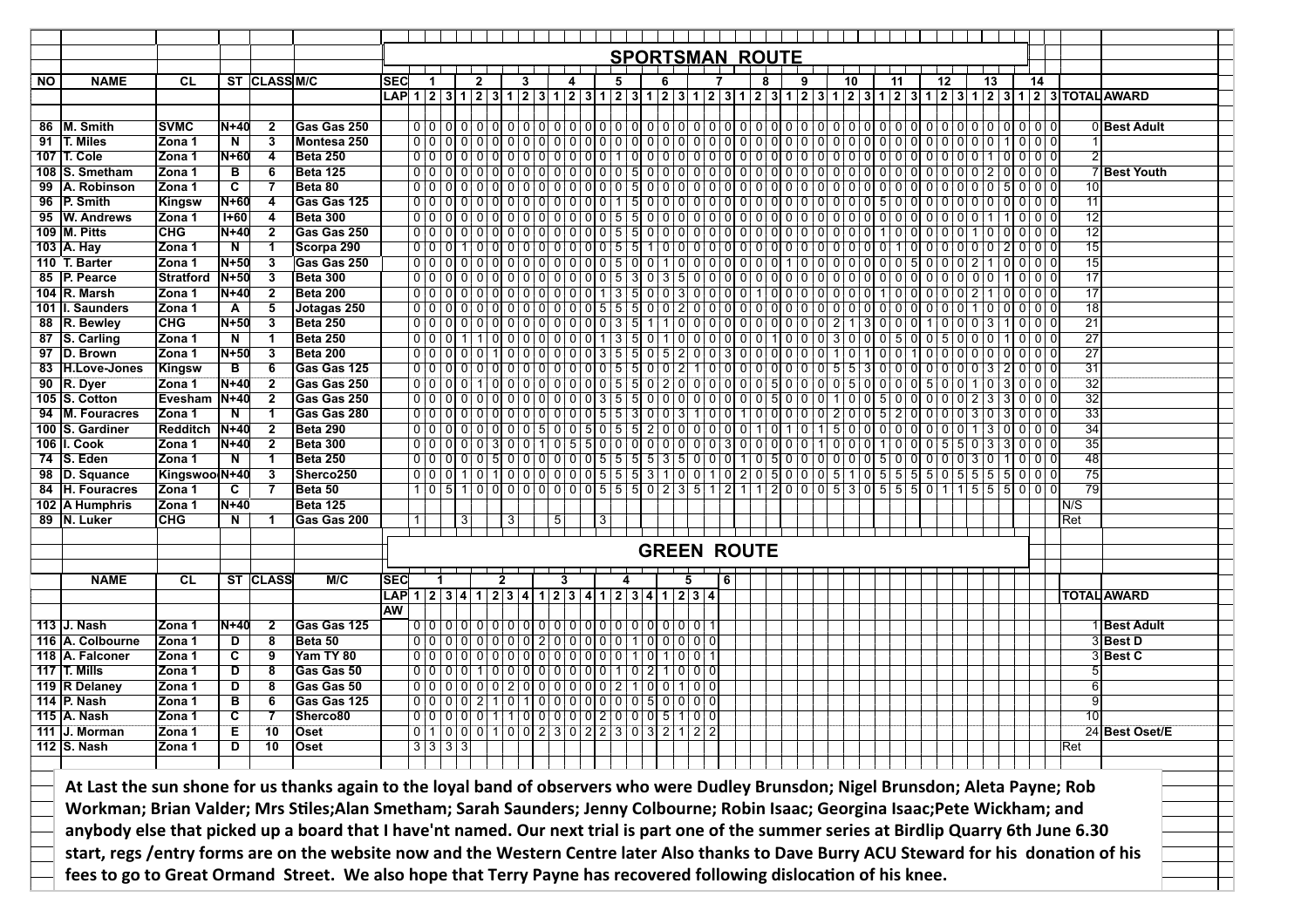## SPORTSMAN ROUTE

| NO | NAME | CL | ST | CLASS | M/C | SEC | 1 | | | 2 | | | 3 | | | 4 | | | 5 | | | 6 | | | 7 | | | 8 | | | 9 | | | 10 | | | 11 | | | 12 | | | 13 | | | 14 | | | | |
|---|---|---|---|---|---|---|---|---|---|---|---|---|---|---|---|---|---|---|---|---|---|---|---|---|---|---|---|---|---|---|---|---|---|---|---|---|---|---|---|---|---|---|---|---|---|---|---|---|---|
| | | | | | | LAP | 1 | 2 | 3 | 1 | 2 | 3 | 1 | 2 | 3 | 1 | 2 | 3 | 1 | 2 | 3 | 1 | 2 | 3 | 1 | 2 | 3 | 1 | 2 | 3 | 1 | 2 | 3 | 1 | 2 | 3 | 1 | 2 | 3 | 1 | 2 | 3 | 1 | 2 | 3 | 1 | 2 | 3 | TOTAL | AWARD |
| 86 | M. Smith | SVMC | N+40 | 2 | Gas Gas 250 | | 0 | 0 | 0 | 0 | 0 | 0 | 0 | 0 | 0 | 0 | 0 | 0 | 0 | 0 | 0 | 0 | 0 | 0 | 0 | 0 | 0 | 0 | 0 | 0 | 0 | 0 | 0 | 0 | 0 | 0 | 0 | 0 | 0 | 0 | 0 | 0 | 0 | 0 | 0 | 0 | 0 | 0 | 0 | Best Adult |
| 91 | T. Miles | Zona 1 | N | 3 | Montesa 250 | | 0 | 0 | 0 | 0 | 0 | 0 | 0 | 0 | 0 | 0 | 0 | 0 | 0 | 0 | 0 | 0 | 0 | 0 | 0 | 0 | 0 | 0 | 0 | 0 | 0 | 0 | 0 | 0 | 0 | 0 | 0 | 0 | 0 | 0 | 0 | 0 | 0 | 0 | 1 | 0 | 0 | 0 | 1 | |
| 107 | T. Cole | Zona 1 | N+60 | 4 | Beta 250 | | 0 | 0 | 0 | 0 | 0 | 0 | 0 | 0 | 0 | 0 | 0 | 0 | 0 | 0 | 1 | 0 | 0 | 0 | 0 | 0 | 0 | 0 | 0 | 0 | 0 | 0 | 0 | 0 | 0 | 0 | 0 | 0 | 0 | 0 | 0 | 0 | 0 | 1 | 0 | 0 | 0 | 0 | 2 | |
| 108 | S. Smetham | Zona 1 | B | 6 | Beta 125 | | 0 | 0 | 0 | 0 | 0 | 0 | 0 | 0 | 0 | 0 | 0 | 0 | 0 | 0 | 5 | 0 | 0 | 0 | 0 | 0 | 0 | 0 | 0 | 0 | 0 | 0 | 0 | 0 | 0 | 0 | 0 | 0 | 0 | 0 | 0 | 0 | 0 | 2 | 0 | 0 | 0 | 0 | 7 | Best Youth |
| 99 | A. Robinson | Zona 1 | C | 7 | Beta 80 | | 0 | 0 | 0 | 0 | 0 | 0 | 0 | 0 | 0 | 0 | 0 | 0 | 0 | 0 | 5 | 0 | 0 | 0 | 0 | 0 | 0 | 0 | 0 | 0 | 0 | 0 | 0 | 0 | 0 | 0 | 0 | 0 | 0 | 0 | 0 | 0 | 0 | 0 | 5 | 0 | 0 | 0 | 10 | |
| 96 | P. Smith | Kingsw | N+60 | 4 | Gas Gas 125 | | 0 | 0 | 0 | 0 | 0 | 0 | 0 | 0 | 0 | 0 | 0 | 0 | 0 | 1 | 5 | 0 | 0 | 0 | 0 | 0 | 0 | 0 | 0 | 0 | 0 | 0 | 0 | 0 | 0 | 0 | 5 | 0 | 0 | 0 | 0 | 0 | 0 | 0 | 0 | 0 | 0 | 0 | 11 | |
| 95 | W. Andrews | Zona 1 | I+60 | 4 | Beta 300 | | 0 | 0 | 0 | 0 | 0 | 0 | 0 | 0 | 0 | 0 | 0 | 0 | 0 | 5 | 5 | 0 | 0 | 0 | 0 | 0 | 0 | 0 | 0 | 0 | 0 | 0 | 0 | 0 | 0 | 0 | 0 | 0 | 0 | 0 | 0 | 0 | 0 | 1 | 1 | 0 | 0 | 0 | 12 | |
| 109 | M. Pitts | CHG | N+40 | 2 | Gas Gas 250 | | 0 | 0 | 0 | 0 | 0 | 0 | 0 | 0 | 0 | 0 | 0 | 0 | 0 | 5 | 5 | 0 | 0 | 0 | 0 | 0 | 0 | 0 | 0 | 0 | 0 | 0 | 0 | 0 | 0 | 0 | 1 | 0 | 0 | 0 | 0 | 0 | 1 | 0 | 0 | 0 | 0 | 0 | 12 | |
| 103 | A. Hay | Zona 1 | N | 1 | Scorpa 290 | | 0 | 0 | 0 | 1 | 0 | 0 | 0 | 0 | 0 | 0 | 0 | 0 | 0 | 5 | 5 | 1 | 0 | 0 | 0 | 0 | 0 | 0 | 0 | 0 | 0 | 0 | 0 | 0 | 0 | 0 | 0 | 1 | 0 | 0 | 0 | 0 | 0 | 2 | 0 | 0 | 0 | 0 | 15 | |
| 110 | T. Barter | Zona 1 | N+50 | 3 | Gas Gas 250 | | 0 | 0 | 0 | 0 | 0 | 0 | 0 | 0 | 0 | 0 | 0 | 0 | 0 | 0 | 5 | 0 | 0 | 1 | 0 | 0 | 0 | 0 | 0 | 0 | 0 | 0 | 1 | 0 | 0 | 0 | 0 | 5 | 0 | 0 | 0 | 0 | 2 | 1 | 0 | 0 | 0 | 0 | 15 | |
| 85 | P. Pearce | Stratford | N+50 | 3 | Beta 300 | | 0 | 0 | 0 | 0 | 0 | 0 | 0 | 0 | 0 | 0 | 0 | 0 | 0 | 5 | 3 | 0 | 3 | 5 | 0 | 0 | 0 | 0 | 0 | 0 | 0 | 0 | 0 | 0 | 0 | 0 | 0 | 0 | 0 | 0 | 0 | 0 | 0 | 0 | 1 | 0 | 0 | 0 | 17 | |
| 104 | R. Marsh | Zona 1 | N+40 | 2 | Beta 200 | | 0 | 0 | 0 | 0 | 0 | 0 | 0 | 0 | 0 | 0 | 0 | 0 | 1 | 3 | 5 | 0 | 0 | 3 | 0 | 0 | 0 | 0 | 0 | 1 | 0 | 0 | 0 | 0 | 0 | 0 | 1 | 0 | 0 | 0 | 0 | 0 | 2 | 0 | 1 | 0 | 0 | 0 | 17 | |
| 101 | I. Saunders | Zona 1 | A | 5 | Jotagas 250 | | 0 | 0 | 0 | 0 | 0 | 0 | 0 | 0 | 0 | 0 | 0 | 0 | 5 | 5 | 5 | 0 | 0 | 2 | 0 | 0 | 0 | 0 | 0 | 0 | 0 | 0 | 0 | 0 | 0 | 0 | 0 | 0 | 0 | 0 | 0 | 0 | 0 | 1 | 0 | 0 | 0 | 0 | 18 | |
| 88 | R. Bewley | CHG | N+50 | 3 | Beta 250 | | 0 | 0 | 0 | 0 | 0 | 0 | 0 | 0 | 0 | 0 | 0 | 0 | 0 | 3 | 5 | 1 | 1 | 0 | 0 | 0 | 0 | 0 | 0 | 0 | 0 | 0 | 0 | 2 | 1 | 3 | 0 | 0 | 0 | 1 | 0 | 0 | 0 | 3 | 1 | 0 | 0 | 0 | 21 | |
| 87 | S. Carling | Zona 1 | N | 1 | Beta 250 | | 0 | 0 | 0 | 1 | 1 | 0 | 0 | 0 | 0 | 0 | 0 | 0 | 1 | 3 | 5 | 0 | 1 | 0 | 0 | 0 | 0 | 0 | 0 | 1 | 0 | 0 | 0 | 3 | 0 | 0 | 0 | 5 | 0 | 0 | 5 | 0 | 0 | 0 | 1 | 0 | 0 | 0 | 27 | |
| 97 | D. Brown | Zona 1 | N+50 | 3 | Beta 200 | | 0 | 0 | 0 | 0 | 0 | 1 | 0 | 0 | 0 | 0 | 0 | 0 | 3 | 5 | 5 | 0 | 5 | 2 | 0 | 0 | 3 | 0 | 0 | 0 | 0 | 0 | 0 | 1 | 0 | 1 | 0 | 0 | 1 | 0 | 0 | 0 | 0 | 0 | 0 | 0 | 0 | 0 | 27 | |
| 83 | H.Love-Jones | Kingsw | B | 6 | Gas Gas 125 | | 0 | 0 | 0 | 0 | 0 | 0 | 0 | 0 | 0 | 0 | 0 | 0 | 0 | 5 | 5 | 0 | 0 | 2 | 1 | 0 | 0 | 0 | 0 | 0 | 0 | 0 | 0 | 0 | 5 | 5 | 3 | 0 | 0 | 0 | 0 | 0 | 0 | 3 | 2 | 0 | 0 | 0 | 31 | |
| 90 | R. Dyer | Zona 1 | N+40 | 2 | Gas Gas 250 | | 0 | 0 | 0 | 0 | 0 | 1 | 0 | 0 | 0 | 0 | 0 | 0 | 0 | 5 | 5 | 0 | 2 | 0 | 0 | 0 | 0 | 0 | 0 | 0 | 0 | 0 | 5 | 0 | 0 | 0 | 5 | 0 | 0 | 5 | 0 | 0 | 1 | 0 | 3 | 0 | 0 | 0 | 32 | |
| 105 | S. Eden | Evesham | N+40 | 2 | Gas Gas 250 | | 0 | 0 | 0 | 0 | 0 | 0 | 0 | 0 | 0 | 0 | 0 | 0 | 3 | 5 | 5 | 0 | 0 | 0 | 0 | 0 | 0 | 0 | 0 | 0 | 0 | 0 | 0 | 1 | 0 | 0 | 5 | 0 | 0 | 5 | 0 | 0 | 2 | 3 | 3 | 0 | 0 | 0 | 32 | |
| 94 | M. Fouracres | Zona 1 | N | 1 | Gas Gas 280 | | 0 | 0 | 0 | 0 | 0 | 0 | 0 | 0 | 0 | 0 | 0 | 0 | 0 | 5 | 5 | 3 | 0 | 0 | 3 | 1 | 0 | 0 | 1 | 0 | 0 | 0 | 0 | 0 | 2 | 0 | 0 | 5 | 2 | 0 | 0 | 0 | 3 | 0 | 3 | 0 | 0 | 0 | 33 | |
| 100 | S. Gardiner | Redditch | N+40 | 2 | Beta 290 | | 0 | 0 | 0 | 0 | 0 | 0 | 0 | 0 | 0 | 5 | 0 | 0 | 5 | 0 | 5 | 5 | 2 | 0 | 0 | 0 | 0 | 0 | 0 | 1 | 0 | 1 | 0 | 1 | 5 | 0 | 0 | 0 | 0 | 0 | 0 | 0 | 0 | 1 | 3 | 0 | 0 | 0 | 34 | |
| 106 | I. Cook | Zona 1 | N+40 | 2 | Beta 300 | | 0 | 0 | 0 | 0 | 0 | 3 | 0 | 0 | 1 | 0 | 5 | 5 | 0 | 0 | 0 | 0 | 0 | 0 | 0 | 0 | 3 | 0 | 0 | 0 | 0 | 0 | 1 | 0 | 0 | 0 | 1 | 0 | 0 | 0 | 5 | 5 | 0 | 3 | 3 | 0 | 0 | 0 | 35 | |
| 74 | S. Eden | Zona 1 | N | 1 | Beta 250 | | 0 | 0 | 0 | 0 | 0 | 5 | 0 | 0 | 0 | 0 | 0 | 0 | 5 | 5 | 5 | 5 | 3 | 5 | 0 | 0 | 0 | 1 | 0 | 5 | 0 | 0 | 0 | 0 | 0 | 0 | 5 | 0 | 0 | 0 | 0 | 0 | 3 | 0 | 1 | 0 | 0 | 0 | 48 | |
| 98 | D. Squance | KingswooN+40 | | 3 | Sherco250 | | 0 | 0 | 0 | 1 | 0 | 1 | 0 | 0 | 0 | 0 | 0 | 0 | 5 | 5 | 5 | 3 | 1 | 0 | 0 | 1 | 0 | 2 | 0 | 5 | 0 | 0 | 0 | 5 | 1 | 0 | 5 | 5 | 5 | 5 | 0 | 5 | 5 | 5 | 5 | 0 | 0 | 0 | 75 | |
| 84 | H. Fouracres | Zona 1 | C | 7 | Beta 50 | | 1 | 0 | 5 | 1 | 0 | 0 | 0 | 0 | 0 | 0 | 0 | 0 | 5 | 5 | 5 | 0 | 2 | 3 | 5 | 1 | 2 | 1 | 1 | 2 | 0 | 0 | 0 | 5 | 3 | 0 | 5 | 5 | 5 | 0 | 1 | 1 | 5 | 5 | 5 | 0 | 0 | 0 | 79 | |
| 102 | A Humphris | Zona 1 | N+40 | | Beta 125 | | | | | | | | | | | | | | | | | | | | | | | | | | | | | | | | | | | | | | | | | | | | N/S | |
| 89 | N. Luker | CHG | N | 1 | Gas Gas 200 | | 1 | | | 3 | | | 3 | | | 5 | | | 3 | | | | | | | | | | | | | | | | | | | | | | | | | | | | | | Ret | |

## GREEN ROUTE

| | NAME | CL | ST | CLASS | M/C | SEC | 1 | | | | 2 | | | | 3 | | | | 4 | | | | 5 | | | | 6 | | |
|---|---|---|---|---|---|---|---|---|---|---|---|---|---|---|---|---|---|---|---|---|---|---|---|---|---|---|---|---|---|
| | | | | | | LAP | 1 | 2 | 3 | 4 | 1 | 2 | 3 | 4 | 1 | 2 | 3 | 4 | 1 | 2 | 3 | 4 | 1 | 2 | 3 | 4 | | TOTAL | AWARD |
| | | | | | | AW | | | | | | | | | | | | | | | | | | | | | | | |
| 113 | J. Nash | Zona 1 | N+40 | 2 | Gas Gas 125 | | 0 | 0 | 0 | 0 | 0 | 0 | 0 | 0 | 0 | 0 | 0 | 0 | 0 | 0 | 0 | 0 | 0 | 0 | 0 | 1 | | 1 | Best Adult |
| 116 | A. Colbourne | Zona 1 | D | 8 | Beta 50 | | 0 | 0 | 0 | 0 | 0 | 0 | 0 | 0 | 2 | 0 | 0 | 0 | 0 | 0 | 1 | 0 | 0 | 0 | 0 | 0 | | 3 | Best D |
| 118 | A. Falconer | Zona 1 | C | 9 | Yam TY 80 | | 0 | 0 | 0 | 0 | 0 | 0 | 0 | 0 | 0 | 0 | 0 | 0 | 0 | 0 | 1 | 0 | 1 | 0 | 0 | 1 | | 3 | Best C |
| 117 | T. Mills | Zona 1 | D | 8 | Gas Gas 50 | | 0 | 0 | 0 | 0 | 1 | 0 | 0 | 0 | 0 | 0 | 0 | 0 | 0 | 1 | 0 | 2 | 1 | 0 | 0 | 0 | | 5 | |
| 119 | R Delaney | Zona 1 | D | 8 | Gas Gas 50 | | 0 | 0 | 0 | 0 | 0 | 0 | 0 | 2 | 0 | 0 | 0 | 0 | 0 | 2 | 1 | 0 | 0 | 1 | 0 | 0 | | 6 | |
| 114 | P. Nash | Zona 1 | B | 6 | Gas Gas 125 | | 0 | 0 | 0 | 0 | 2 | 1 | 0 | 1 | 0 | 0 | 0 | 0 | 0 | 0 | 0 | 5 | 0 | 0 | 0 | 0 | | 9 | |
| 115 | A. Nash | Zona 1 | C | 7 | Sherco80 | | 0 | 0 | 0 | 0 | 0 | 1 | 1 | 0 | 0 | 0 | 0 | 0 | 2 | 0 | 0 | 0 | 5 | 1 | 0 | 0 | | 10 | |
| 111 | J. Morman | Zona 1 | E | 10 | Oset | | 0 | 1 | 0 | 0 | 0 | 1 | 0 | 0 | 2 | 3 | 0 | 2 | 2 | 3 | 0 | 3 | 2 | 1 | 2 | 2 | | 24 | Best Oset/E |
| 112 | S. Nash | Zona 1 | D | 10 | Oset | | 3 | 3 | 3 | 3 | | | | | | | | | | | | | | | | | | Ret | |

**At Last the sun shone for us thanks again to the loyal band of observers who were Dudley Brunsdon; Nigel Brunsdon; Aleta Payne; Rob Workman; Brian Valder; Mrs Stiles;Alan Smetham; Sarah Saunders; Jenny Colbourne; Robin Isaac; Georgina Isaac;Pete Wickham; and anybody else that picked up a board that I have'nt named. Our next trial is part one of the summer series at Birdlip Quarry 6th June 6.30 start, regs /entry forms are on the website now and the Western Centre later Also thanks to Dave Burry ACU Steward for his donation of his fees to go to Great Ormand Street. We also hope that Terry Payne has recovered following dislocation of his knee.**